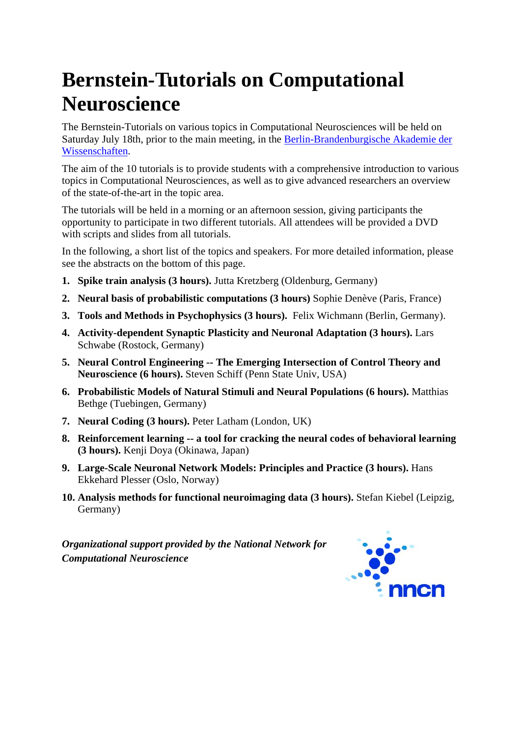# Bernstein-Tutorials on Computational Neuroscience

The Bernstein-Tutorials on various topics in Computational Neurosciences will be held on Saturday July 18th, prior to the main meeting, in the Berlin-Brandenburgische Akademie der Wissenschaften.

The aim of the 10 tutorials is to provide students with a comprehensive introduction to various topics in Computational Neurosciences, as well as to give advanced researchers an overview of the state-of-the-art in the topic area.

The tutorials will be held in a morning or an afternoon session, giving participants the opportunity to participate in two different tutorials. All attendees will be provided a DVD with scripts and slides from all tutorials.

In the following, a short list of the topics and speakers. For more detailed information, please see the abstracts on the bottom of this page.

1. **Spike train analysis (3 hours).** Jutta Kretzberg (Oldenburg, Germany)
2. **Neural basis of probabilistic computations (3 hours)** Sophie Denève (Paris, France)
3. **Tools and Methods in Psychophysics (3 hours).** Felix Wichmann (Berlin, Germany).
4. **Activity-dependent Synaptic Plasticity and Neuronal Adaptation (3 hours).** Lars Schwabe (Rostock, Germany)
5. **Neural Control Engineering -- The Emerging Intersection of Control Theory and Neuroscience (6 hours).** Steven Schiff (Penn State Univ, USA)
6. **Probabilistic Models of Natural Stimuli and Neural Populations (6 hours).** Matthias Bethge (Tuebingen, Germany)
7. **Neural Coding (3 hours).** Peter Latham (London, UK)
8. **Reinforcement learning -- a tool for cracking the neural codes of behavioral learning (3 hours).** Kenji Doya (Okinawa, Japan)
9. **Large-Scale Neuronal Network Models: Principles and Practice (3 hours).** Hans Ekkehard Plesser (Oslo, Norway)
10. **Analysis methods for functional neuroimaging data (3 hours).** Stefan Kiebel (Leipzig, Germany)

***Organizational support provided by the National Network for Computational Neuroscience***

nncn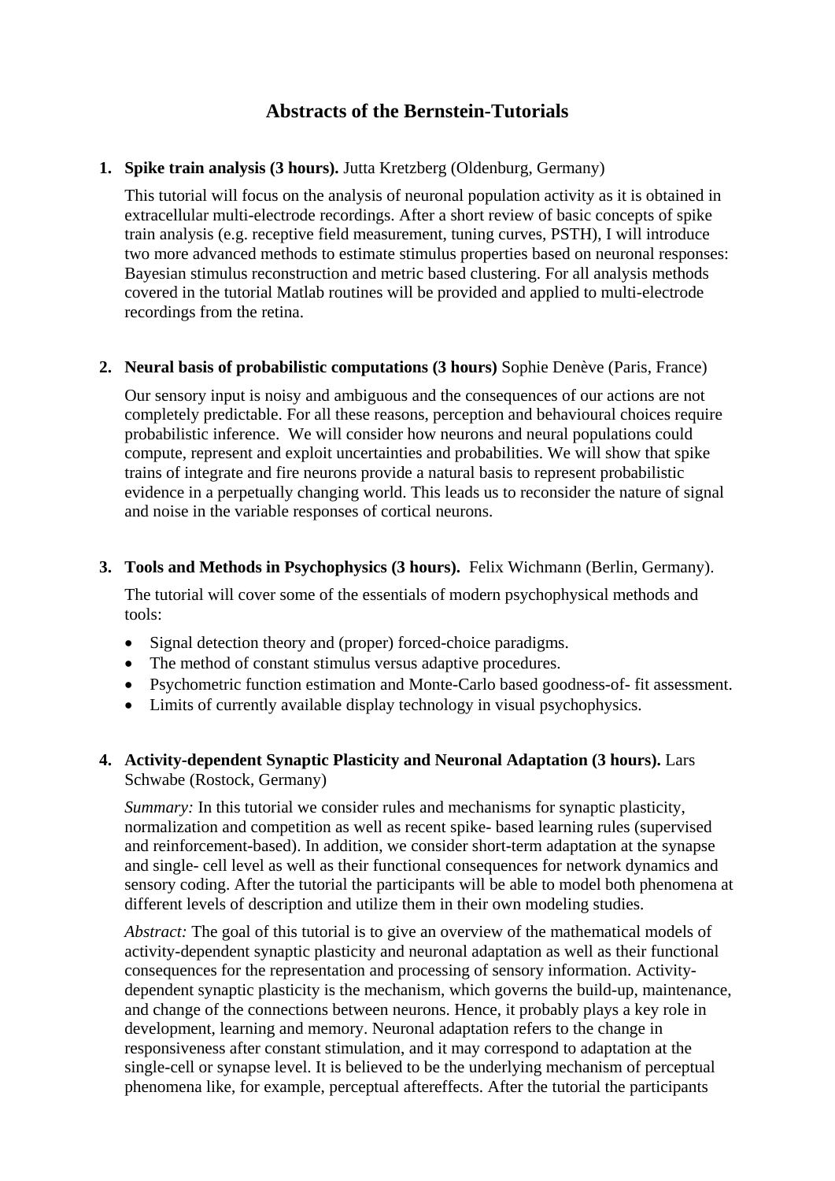# Abstracts of the Bernstein-Tutorials

1. **Spike train analysis (3 hours).** Jutta Kretzberg (Oldenburg, Germany)

   This tutorial will focus on the analysis of neuronal population activity as it is obtained in extracellular multi-electrode recordings. After a short review of basic concepts of spike train analysis (e.g. receptive field measurement, tuning curves, PSTH), I will introduce two more advanced methods to estimate stimulus properties based on neuronal responses: Bayesian stimulus reconstruction and metric based clustering. For all analysis methods covered in the tutorial Matlab routines will be provided and applied to multi-electrode recordings from the retina.

2. **Neural basis of probabilistic computations (3 hours)** Sophie Denève (Paris, France)

   Our sensory input is noisy and ambiguous and the consequences of our actions are not completely predictable. For all these reasons, perception and behavioural choices require probabilistic inference. We will consider how neurons and neural populations could compute, represent and exploit uncertainties and probabilities. We will show that spike trains of integrate and fire neurons provide a natural basis to represent probabilistic evidence in a perpetually changing world. This leads us to reconsider the nature of signal and noise in the variable responses of cortical neurons.

3. **Tools and Methods in Psychophysics (3 hours).** Felix Wichmann (Berlin, Germany).

   The tutorial will cover some of the essentials of modern psychophysical methods and tools:

   - Signal detection theory and (proper) forced-choice paradigms.
   - The method of constant stimulus versus adaptive procedures.
   - Psychometric function estimation and Monte-Carlo based goodness-of- fit assessment.
   - Limits of currently available display technology in visual psychophysics.

4. **Activity-dependent Synaptic Plasticity and Neuronal Adaptation (3 hours).** Lars Schwabe (Rostock, Germany)

   *Summary:* In this tutorial we consider rules and mechanisms for synaptic plasticity, normalization and competition as well as recent spike- based learning rules (supervised and reinforcement-based). In addition, we consider short-term adaptation at the synapse and single- cell level as well as their functional consequences for network dynamics and sensory coding. After the tutorial the participants will be able to model both phenomena at different levels of description and utilize them in their own modeling studies.

   *Abstract:* The goal of this tutorial is to give an overview of the mathematical models of activity-dependent synaptic plasticity and neuronal adaptation as well as their functional consequences for the representation and processing of sensory information. Activity-dependent synaptic plasticity is the mechanism, which governs the build-up, maintenance, and change of the connections between neurons. Hence, it probably plays a key role in development, learning and memory. Neuronal adaptation refers to the change in responsiveness after constant stimulation, and it may correspond to adaptation at the single-cell or synapse level. It is believed to be the underlying mechanism of perceptual phenomena like, for example, perceptual aftereffects. After the tutorial the participants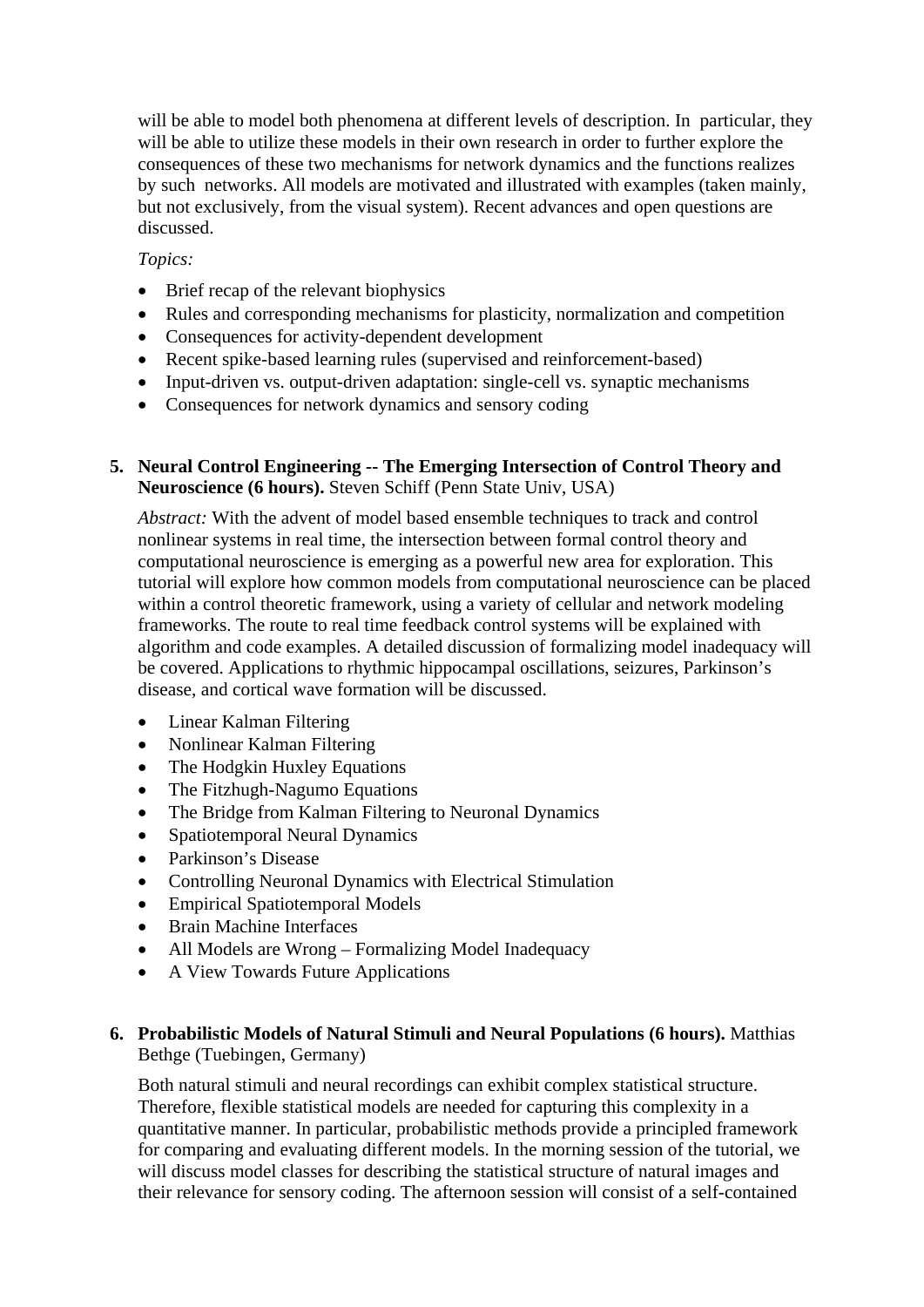will be able to model both phenomena at different levels of description. In particular, they will be able to utilize these models in their own research in order to further explore the consequences of these two mechanisms for network dynamics and the functions realizes by such networks. All models are motivated and illustrated with examples (taken mainly, but not exclusively, from the visual system). Recent advances and open questions are discussed.

*Topics:*

- Brief recap of the relevant biophysics
- Rules and corresponding mechanisms for plasticity, normalization and competition
- Consequences for activity-dependent development
- Recent spike-based learning rules (supervised and reinforcement-based)
- Input-driven vs. output-driven adaptation: single-cell vs. synaptic mechanisms
- Consequences for network dynamics and sensory coding

5. **Neural Control Engineering -- The Emerging Intersection of Control Theory and Neuroscience (6 hours).** Steven Schiff (Penn State Univ, USA)

   *Abstract:* With the advent of model based ensemble techniques to track and control nonlinear systems in real time, the intersection between formal control theory and computational neuroscience is emerging as a powerful new area for exploration. This tutorial will explore how common models from computational neuroscience can be placed within a control theoretic framework, using a variety of cellular and network modeling frameworks. The route to real time feedback control systems will be explained with algorithm and code examples. A detailed discussion of formalizing model inadequacy will be covered. Applications to rhythmic hippocampal oscillations, seizures, Parkinson's disease, and cortical wave formation will be discussed.

   - Linear Kalman Filtering
   - Nonlinear Kalman Filtering
   - The Hodgkin Huxley Equations
   - The Fitzhugh-Nagumo Equations
   - The Bridge from Kalman Filtering to Neuronal Dynamics
   - Spatiotemporal Neural Dynamics
   - Parkinson's Disease
   - Controlling Neuronal Dynamics with Electrical Stimulation
   - Empirical Spatiotemporal Models
   - Brain Machine Interfaces
   - All Models are Wrong – Formalizing Model Inadequacy
   - A View Towards Future Applications

6. **Probabilistic Models of Natural Stimuli and Neural Populations (6 hours).** Matthias Bethge (Tuebingen, Germany)

   Both natural stimuli and neural recordings can exhibit complex statistical structure. Therefore, flexible statistical models are needed for capturing this complexity in a quantitative manner. In particular, probabilistic methods provide a principled framework for comparing and evaluating different models. In the morning session of the tutorial, we will discuss model classes for describing the statistical structure of natural images and their relevance for sensory coding. The afternoon session will consist of a self-contained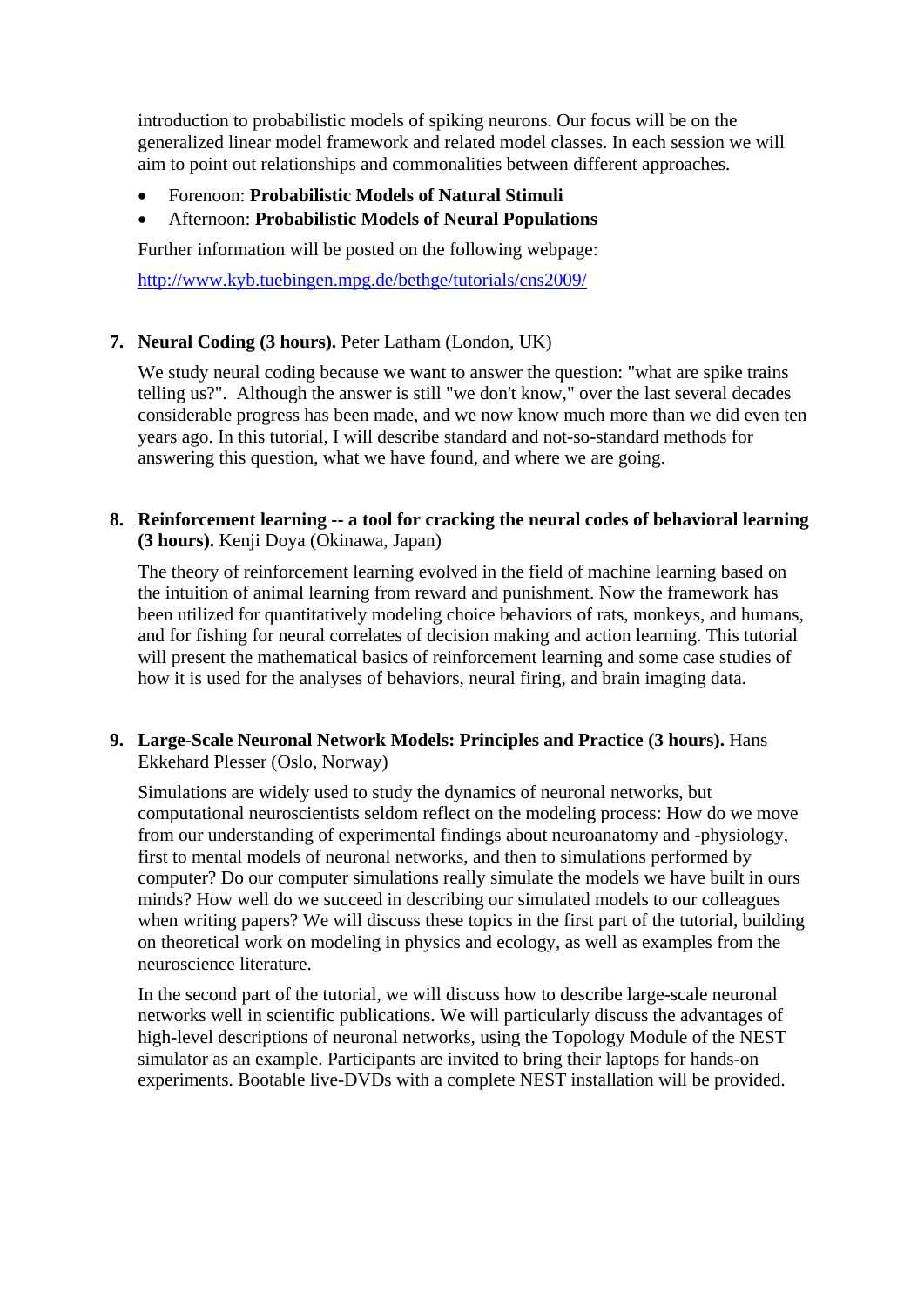introduction to probabilistic models of spiking neurons. Our focus will be on the generalized linear model framework and related model classes. In each session we will aim to point out relationships and commonalities between different approaches.

- Forenoon: **Probabilistic Models of Natural Stimuli**
- Afternoon: **Probabilistic Models of Neural Populations**

Further information will be posted on the following webpage:

http://www.kyb.tuebingen.mpg.de/bethge/tutorials/cns2009/

7. **Neural Coding (3 hours).** Peter Latham (London, UK)

   We study neural coding because we want to answer the question: "what are spike trains telling us?". Although the answer is still "we don't know," over the last several decades considerable progress has been made, and we now know much more than we did even ten years ago. In this tutorial, I will describe standard and not-so-standard methods for answering this question, what we have found, and where we are going.

8. **Reinforcement learning -- a tool for cracking the neural codes of behavioral learning (3 hours).** Kenji Doya (Okinawa, Japan)

   The theory of reinforcement learning evolved in the field of machine learning based on the intuition of animal learning from reward and punishment. Now the framework has been utilized for quantitatively modeling choice behaviors of rats, monkeys, and humans, and for fishing for neural correlates of decision making and action learning. This tutorial will present the mathematical basics of reinforcement learning and some case studies of how it is used for the analyses of behaviors, neural firing, and brain imaging data.

9. **Large-Scale Neuronal Network Models: Principles and Practice (3 hours).** Hans Ekkehard Plesser (Oslo, Norway)

   Simulations are widely used to study the dynamics of neuronal networks, but computational neuroscientists seldom reflect on the modeling process: How do we move from our understanding of experimental findings about neuroanatomy and -physiology, first to mental models of neuronal networks, and then to simulations performed by computer? Do our computer simulations really simulate the models we have built in ours minds? How well do we succeed in describing our simulated models to our colleagues when writing papers? We will discuss these topics in the first part of the tutorial, building on theoretical work on modeling in physics and ecology, as well as examples from the neuroscience literature.

   In the second part of the tutorial, we will discuss how to describe large-scale neuronal networks well in scientific publications. We will particularly discuss the advantages of high-level descriptions of neuronal networks, using the Topology Module of the NEST simulator as an example. Participants are invited to bring their laptops for hands-on experiments. Bootable live-DVDs with a complete NEST installation will be provided.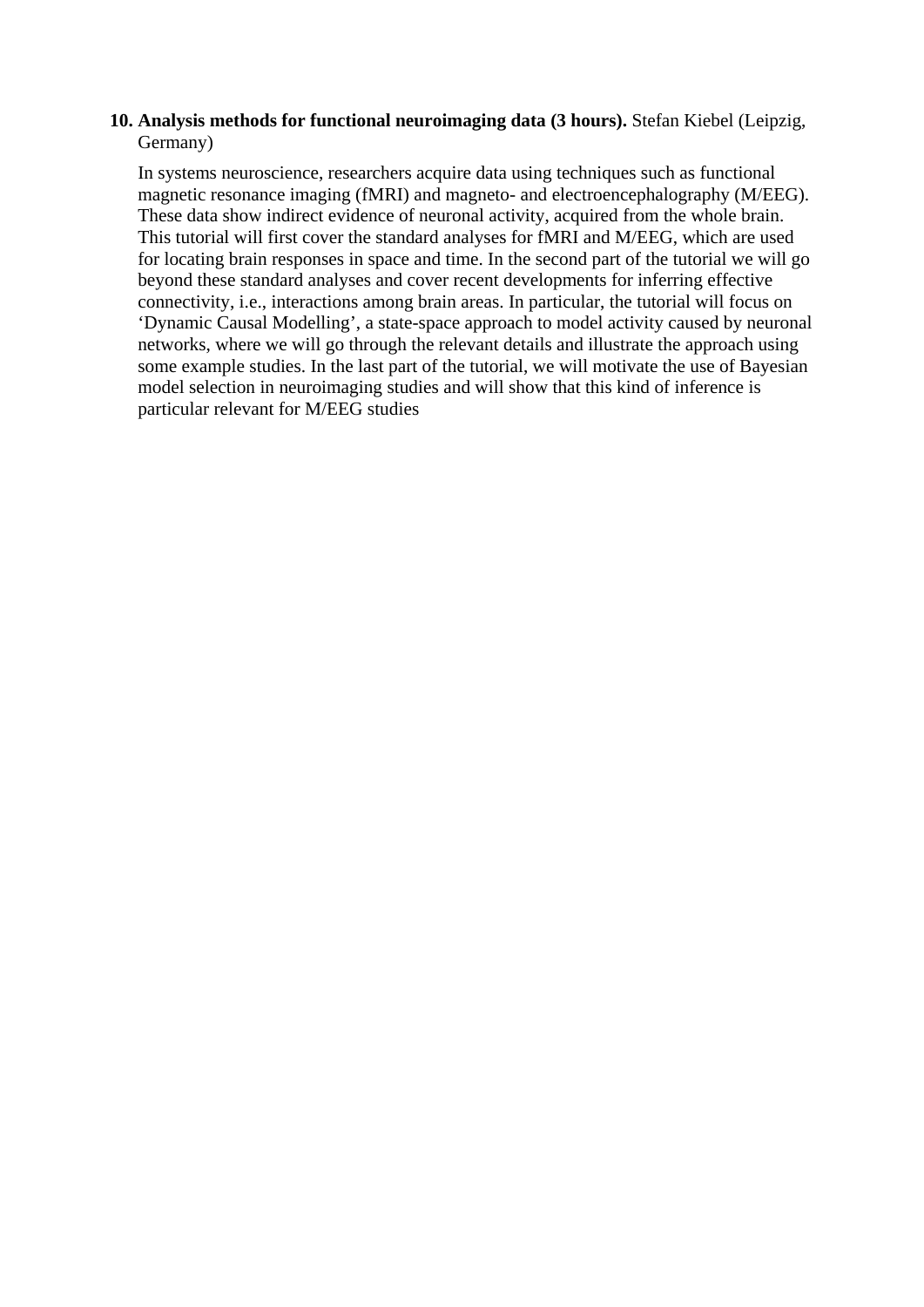10. **Analysis methods for functional neuroimaging data (3 hours).** Stefan Kiebel (Leipzig, Germany)

    In systems neuroscience, researchers acquire data using techniques such as functional magnetic resonance imaging (fMRI) and magneto- and electroencephalography (M/EEG). These data show indirect evidence of neuronal activity, acquired from the whole brain. This tutorial will first cover the standard analyses for fMRI and M/EEG, which are used for locating brain responses in space and time. In the second part of the tutorial we will go beyond these standard analyses and cover recent developments for inferring effective connectivity, i.e., interactions among brain areas. In particular, the tutorial will focus on 'Dynamic Causal Modelling', a state-space approach to model activity caused by neuronal networks, where we will go through the relevant details and illustrate the approach using some example studies. In the last part of the tutorial, we will motivate the use of Bayesian model selection in neuroimaging studies and will show that this kind of inference is particular relevant for M/EEG studies